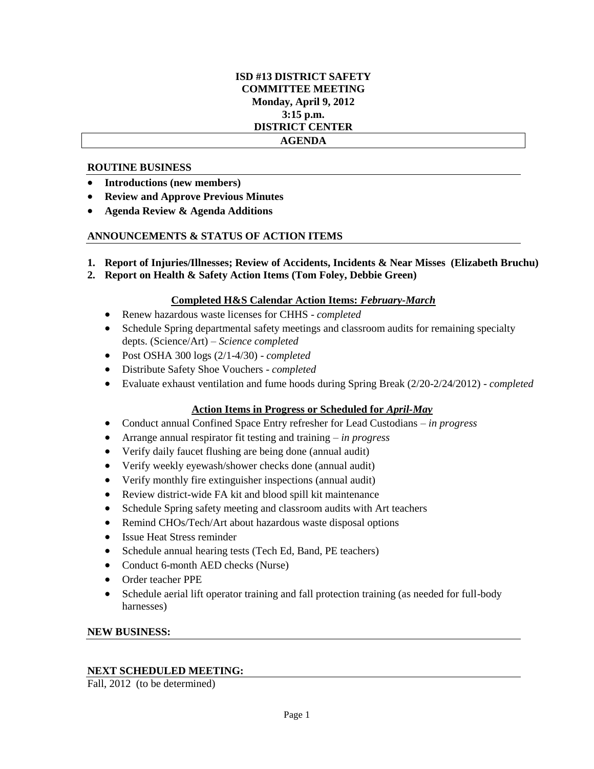**ISD #13 DISTRICT SAFETY COMMITTEE MEETING**
**Monday, April 9, 2012**
**3:15 p.m.**
**DISTRICT CENTER**

**AGENDA**

## ROUTINE BUSINESS

- **Introductions (new members)**
- **Review and Approve Previous Minutes**
- **Agenda Review & Agenda Additions**

## ANNOUNCEMENTS & STATUS OF ACTION ITEMS

1. **Report of Injuries/Illnesses; Review of Accidents, Incidents & Near Misses (Elizabeth Bruchu)**
2. **Report on Health & Safety Action Items (Tom Foley, Debbie Green)**

### Completed H&S Calendar Action Items: *February-March*

- Renew hazardous waste licenses for CHHS - *completed*
- Schedule Spring departmental safety meetings and classroom audits for remaining specialty depts. (Science/Art) – *Science completed*
- Post OSHA 300 logs (2/1-4/30) - *completed*
- Distribute Safety Shoe Vouchers - *completed*
- Evaluate exhaust ventilation and fume hoods during Spring Break (2/20-2/24/2012) - *completed*

### Action Items in Progress or Scheduled for *April-May*

- Conduct annual Confined Space Entry refresher for Lead Custodians – *in progress*
- Arrange annual respirator fit testing and training – *in progress*
- Verify daily faucet flushing are being done (annual audit)
- Verify weekly eyewash/shower checks done (annual audit)
- Verify monthly fire extinguisher inspections (annual audit)
- Review district-wide FA kit and blood spill kit maintenance
- Schedule Spring safety meeting and classroom audits with Art teachers
- Remind CHOs/Tech/Art about hazardous waste disposal options
- Issue Heat Stress reminder
- Schedule annual hearing tests (Tech Ed, Band, PE teachers)
- Conduct 6-month AED checks (Nurse)
- Order teacher PPE
- Schedule aerial lift operator training and fall protection training (as needed for full-body harnesses)

## NEW BUSINESS:

## NEXT SCHEDULED MEETING:

Fall, 2012 (to be determined)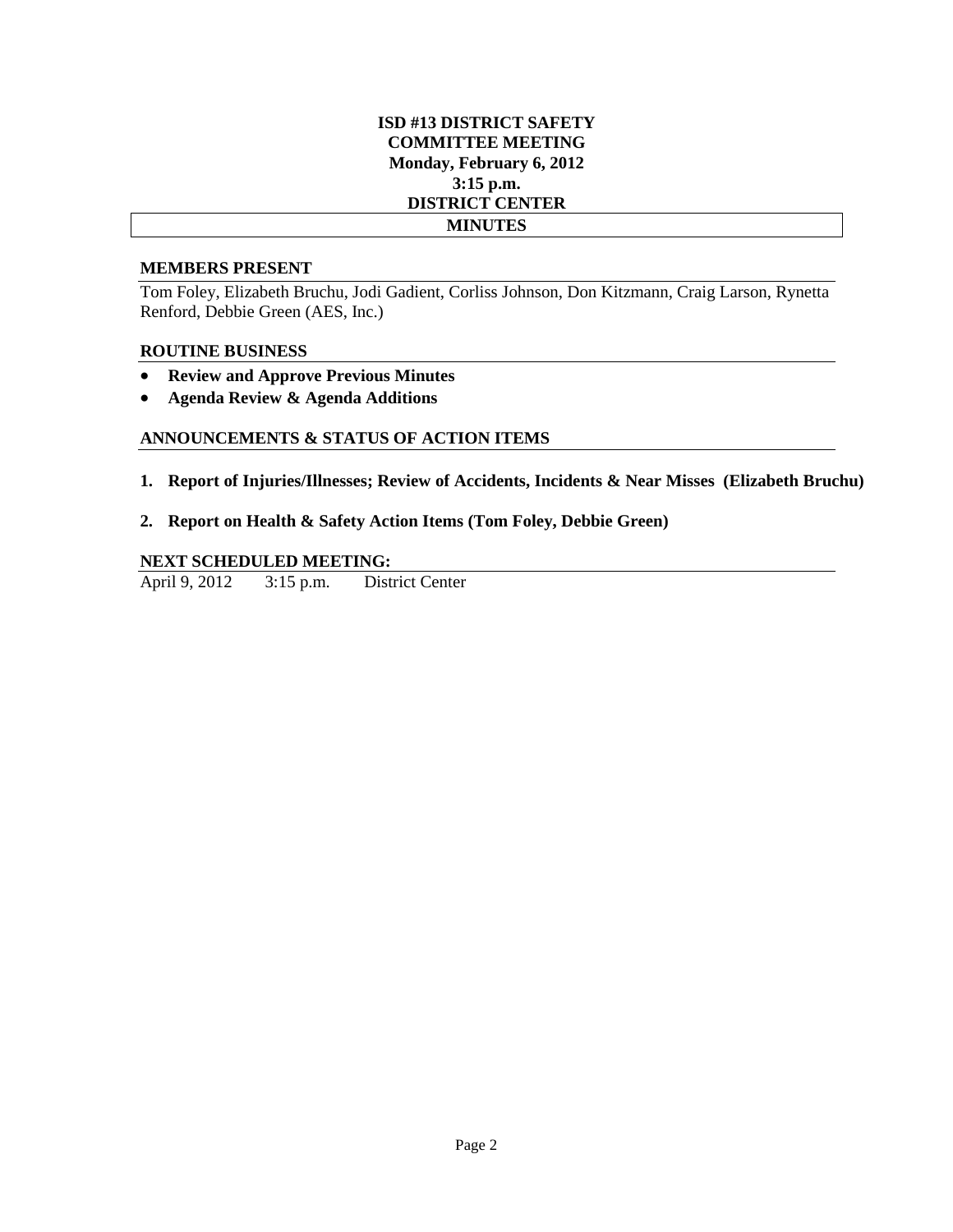**ISD #13 DISTRICT SAFETY COMMITTEE MEETING**
**Monday, February 6, 2012**
**3:15 p.m.**
**DISTRICT CENTER**

# MINUTES

## MEMBERS PRESENT

Tom Foley, Elizabeth Bruchu, Jodi Gadient, Corliss Johnson, Don Kitzmann, Craig Larson, Rynetta Renford, Debbie Green (AES, Inc.)

## ROUTINE BUSINESS

- **Review and Approve Previous Minutes**
- **Agenda Review & Agenda Additions**

## ANNOUNCEMENTS & STATUS OF ACTION ITEMS

1. **Report of Injuries/Illnesses; Review of Accidents, Incidents & Near Misses (Elizabeth Bruchu)**

2. **Report on Health & Safety Action Items (Tom Foley, Debbie Green)**

## NEXT SCHEDULED MEETING:

April 9, 2012 3:15 p.m. District Center